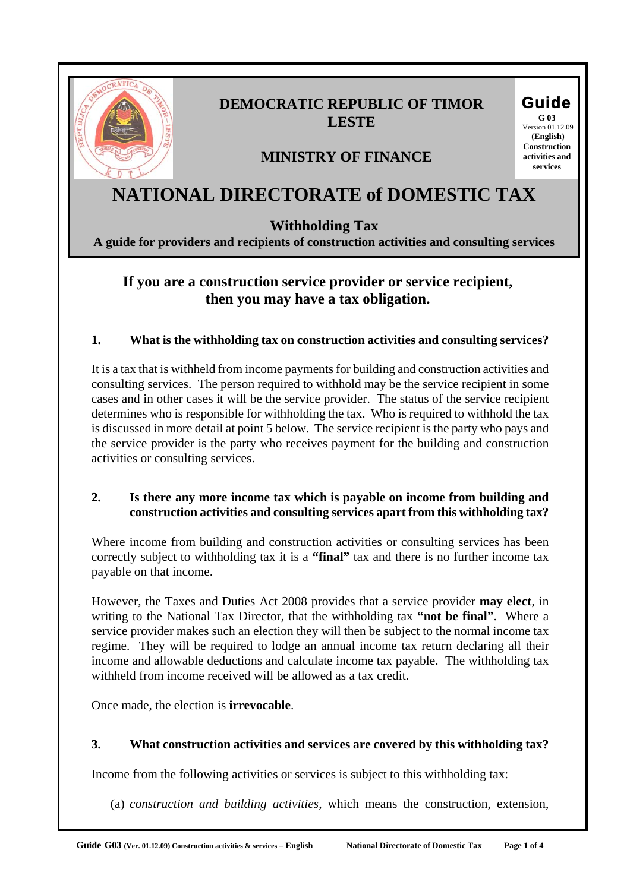**DEMOCRATIC REPUBLIC OF TIMOR LESTE**

**MINISTRY OF FINANCE**

**Guide**
**G 03**
Version 01.12.09
**(English)**
**Construction activities and services**

# NATIONAL DIRECTORATE of DOMESTIC TAX

## Withholding Tax

**A guide for providers and recipients of construction activities and consulting services**

**If you are a construction service provider or service recipient, then you may have a tax obligation.**

### 1. What is the withholding tax on construction activities and consulting services?

It is a tax that is withheld from income payments for building and construction activities and consulting services. The person required to withhold may be the service recipient in some cases and in other cases it will be the service provider. The status of the service recipient determines who is responsible for withholding the tax. Who is required to withhold the tax is discussed in more detail at point 5 below. The service recipient is the party who pays and the service provider is the party who receives payment for the building and construction activities or consulting services.

### 2. Is there any more income tax which is payable on income from building and construction activities and consulting services apart from this withholding tax?

Where income from building and construction activities or consulting services has been correctly subject to withholding tax it is a **"final"** tax and there is no further income tax payable on that income.

However, the Taxes and Duties Act 2008 provides that a service provider **may elect**, in writing to the National Tax Director, that the withholding tax **"not be final"**. Where a service provider makes such an election they will then be subject to the normal income tax regime. They will be required to lodge an annual income tax return declaring all their income and allowable deductions and calculate income tax payable. The withholding tax withheld from income received will be allowed as a tax credit.

Once made, the election is **irrevocable**.

### 3. What construction activities and services are covered by this withholding tax?

Income from the following activities or services is subject to this withholding tax:

(a) *construction and building activities,* which means the construction, extension,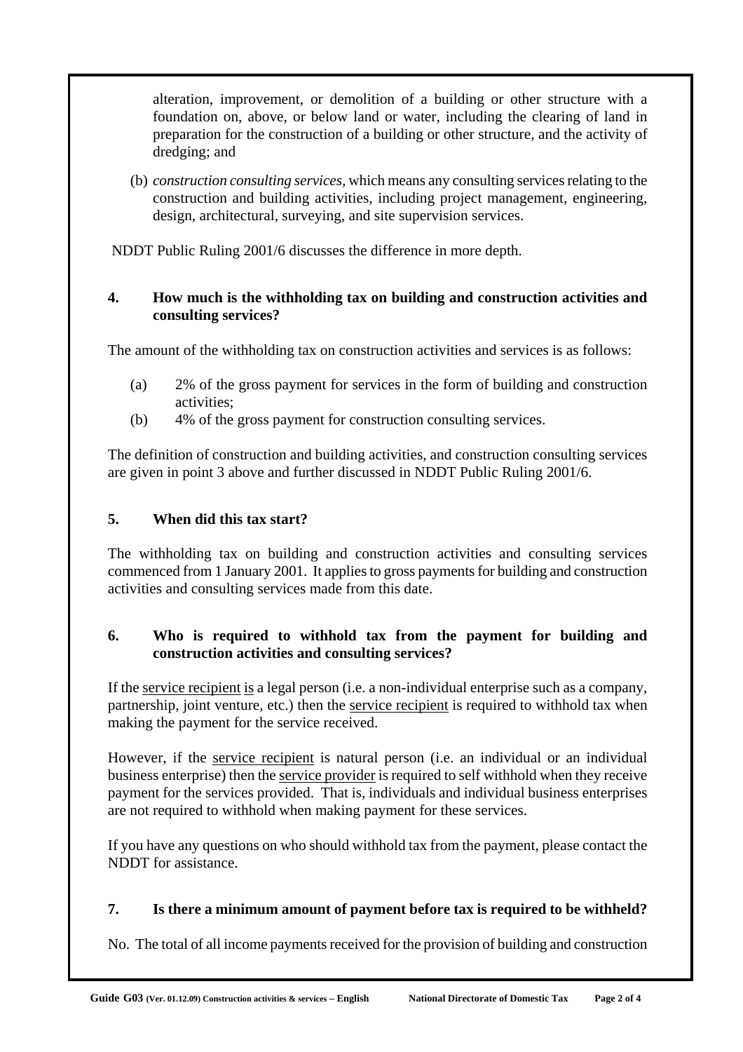alteration, improvement, or demolition of a building or other structure with a foundation on, above, or below land or water, including the clearing of land in preparation for the construction of a building or other structure, and the activity of dredging; and

(b) *construction consulting services*, which means any consulting services relating to the construction and building activities, including project management, engineering, design, architectural, surveying, and site supervision services.

NDDT Public Ruling 2001/6 discusses the difference in more depth.

**4. How much is the withholding tax on building and construction activities and consulting services?**

The amount of the withholding tax on construction activities and services is as follows:

(a) 2% of the gross payment for services in the form of building and construction activities;

(b) 4% of the gross payment for construction consulting services.

The definition of construction and building activities, and construction consulting services are given in point 3 above and further discussed in NDDT Public Ruling 2001/6.

**5. When did this tax start?**

The withholding tax on building and construction activities and consulting services commenced from 1 January 2001. It applies to gross payments for building and construction activities and consulting services made from this date.

**6. Who is required to withhold tax from the payment for building and construction activities and consulting services?**

If the <u>service recipient is</u> a legal person (i.e. a non-individual enterprise such as a company, partnership, joint venture, etc.) then the <u>service recipient</u> is required to withhold tax when making the payment for the service received.

However, if the <u>service recipient</u> is natural person (i.e. an individual or an individual business enterprise) then the <u>service provider</u> is required to self withhold when they receive payment for the services provided. That is, individuals and individual business enterprises are not required to withhold when making payment for these services.

If you have any questions on who should withhold tax from the payment, please contact the NDDT for assistance.

**7. Is there a minimum amount of payment before tax is required to be withheld?**

No. The total of all income payments received for the provision of building and construction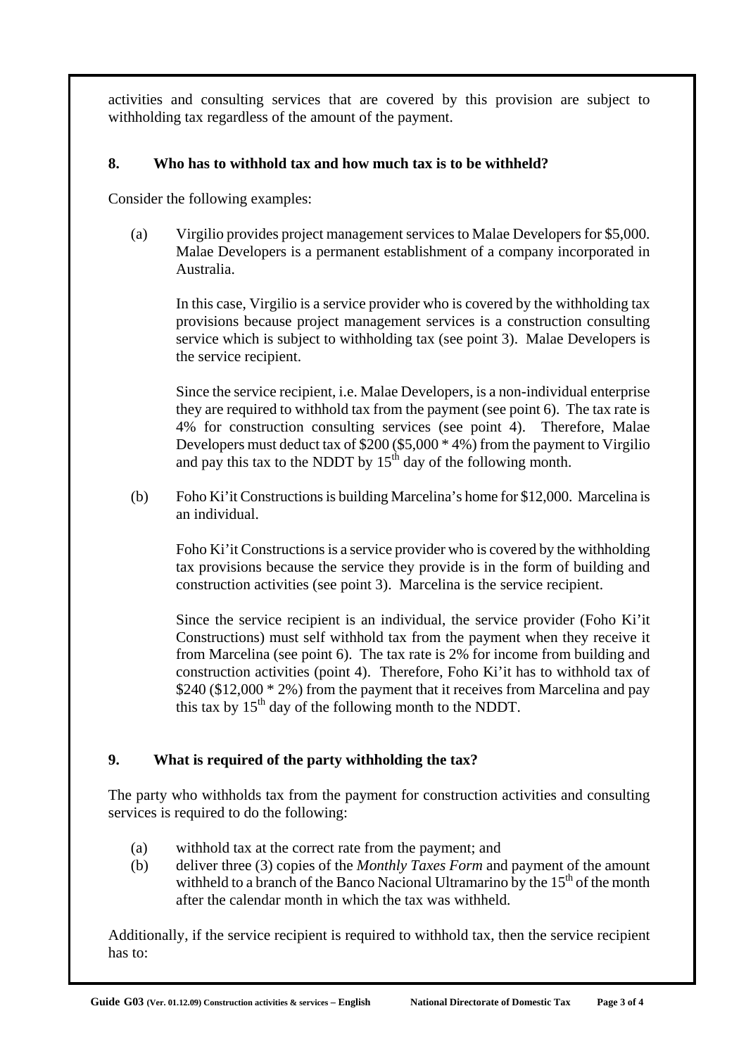activities and consulting services that are covered by this provision are subject to withholding tax regardless of the amount of the payment.

## 8. Who has to withhold tax and how much tax is to be withheld?

Consider the following examples:

(a) Virgilio provides project management services to Malae Developers for $5,000. Malae Developers is a permanent establishment of a company incorporated in Australia.

In this case, Virgilio is a service provider who is covered by the withholding tax provisions because project management services is a construction consulting service which is subject to withholding tax (see point 3). Malae Developers is the service recipient.

Since the service recipient, i.e. Malae Developers, is a non-individual enterprise they are required to withhold tax from the payment (see point 6). The tax rate is 4% for construction consulting services (see point 4). Therefore, Malae Developers must deduct tax of $200 ($5,000 * 4%) from the payment to Virgilio and pay this tax to the NDDT by 15th day of the following month.

(b) Foho Ki'it Constructions is building Marcelina's home for $12,000. Marcelina is an individual.

Foho Ki'it Constructions is a service provider who is covered by the withholding tax provisions because the service they provide is in the form of building and construction activities (see point 3). Marcelina is the service recipient.

Since the service recipient is an individual, the service provider (Foho Ki'it Constructions) must self withhold tax from the payment when they receive it from Marcelina (see point 6). The tax rate is 2% for income from building and construction activities (point 4). Therefore, Foho Ki'it has to withhold tax of $240 ($12,000 * 2%) from the payment that it receives from Marcelina and pay this tax by 15th day of the following month to the NDDT.

## 9. What is required of the party withholding the tax?

The party who withholds tax from the payment for construction activities and consulting services is required to do the following:

(a) withhold tax at the correct rate from the payment; and
(b) deliver three (3) copies of the *Monthly Taxes Form* and payment of the amount withheld to a branch of the Banco Nacional Ultramarino by the 15th of the month after the calendar month in which the tax was withheld.

Additionally, if the service recipient is required to withhold tax, then the service recipient has to: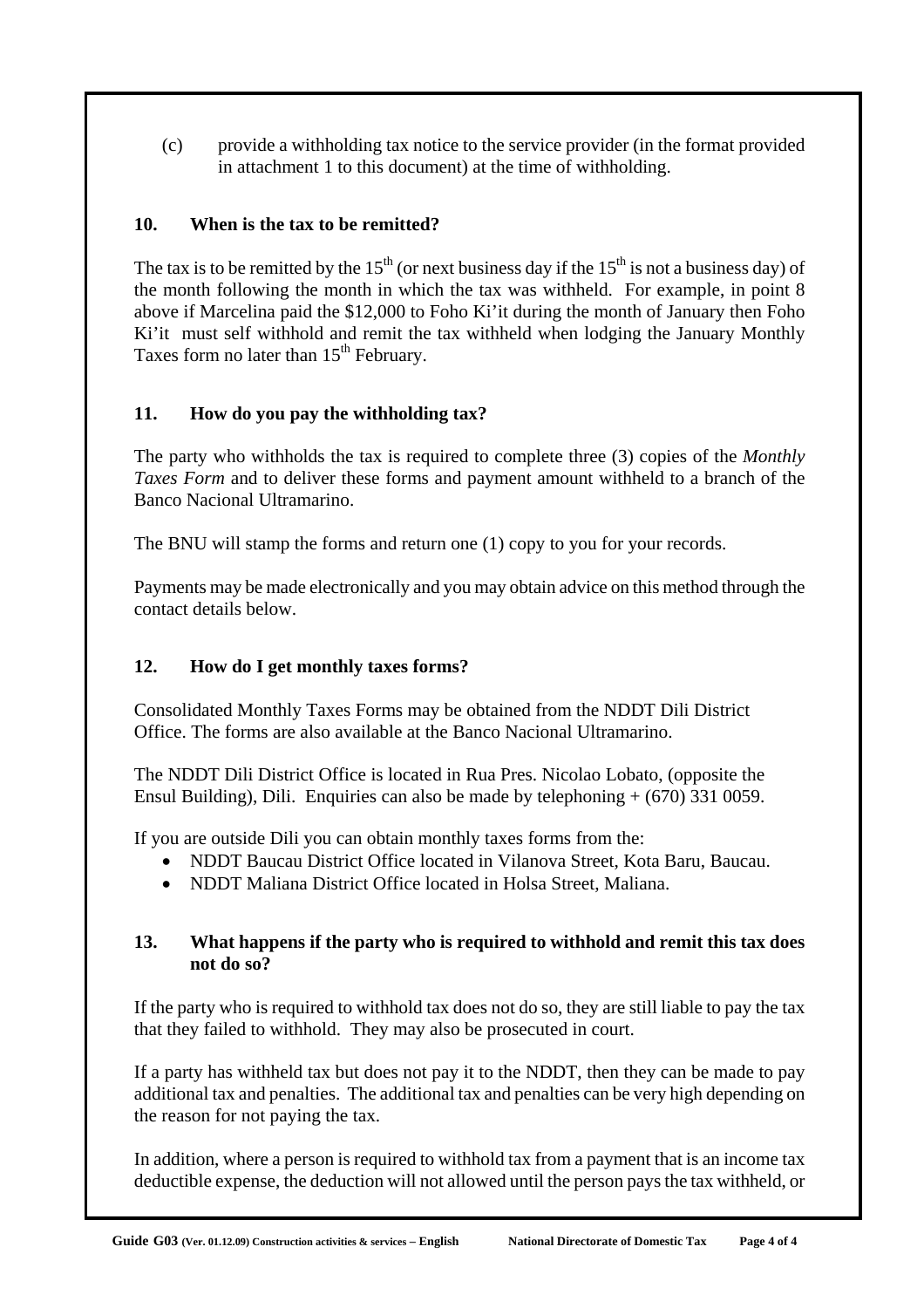(c) provide a withholding tax notice to the service provider (in the format provided in attachment 1 to this document) at the time of withholding.

## 10. When is the tax to be remitted?

The tax is to be remitted by the 15th (or next business day if the 15th is not a business day) of the month following the month in which the tax was withheld. For example, in point 8 above if Marcelina paid the $12,000 to Foho Ki'it during the month of January then Foho Ki'it must self withhold and remit the tax withheld when lodging the January Monthly Taxes form no later than 15th February.

## 11. How do you pay the withholding tax?

The party who withholds the tax is required to complete three (3) copies of the *Monthly Taxes Form* and to deliver these forms and payment amount withheld to a branch of the Banco Nacional Ultramarino.

The BNU will stamp the forms and return one (1) copy to you for your records.

Payments may be made electronically and you may obtain advice on this method through the contact details below.

## 12. How do I get monthly taxes forms?

Consolidated Monthly Taxes Forms may be obtained from the NDDT Dili District Office. The forms are also available at the Banco Nacional Ultramarino.

The NDDT Dili District Office is located in Rua Pres. Nicolao Lobato, (opposite the Ensul Building), Dili. Enquiries can also be made by telephoning + (670) 331 0059.

If you are outside Dili you can obtain monthly taxes forms from the:

- NDDT Baucau District Office located in Vilanova Street, Kota Baru, Baucau.
- NDDT Maliana District Office located in Holsa Street, Maliana.

## 13. What happens if the party who is required to withhold and remit this tax does not do so?

If the party who is required to withhold tax does not do so, they are still liable to pay the tax that they failed to withhold. They may also be prosecuted in court.

If a party has withheld tax but does not pay it to the NDDT, then they can be made to pay additional tax and penalties. The additional tax and penalties can be very high depending on the reason for not paying the tax.

In addition, where a person is required to withhold tax from a payment that is an income tax deductible expense, the deduction will not allowed until the person pays the tax withheld, or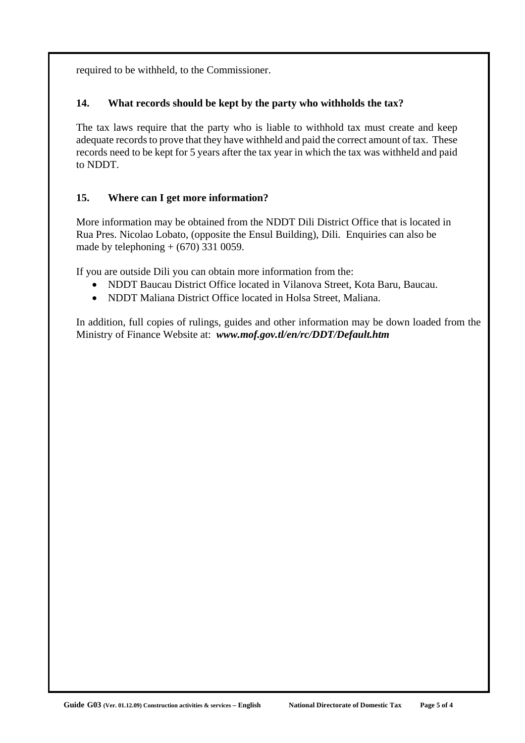required to be withheld, to the Commissioner.

### 14. What records should be kept by the party who withholds the tax?

The tax laws require that the party who is liable to withhold tax must create and keep adequate records to prove that they have withheld and paid the correct amount of tax. These records need to be kept for 5 years after the tax year in which the tax was withheld and paid to NDDT.

### 15. Where can I get more information?

More information may be obtained from the NDDT Dili District Office that is located in Rua Pres. Nicolao Lobato, (opposite the Ensul Building), Dili. Enquiries can also be made by telephoning + (670) 331 0059.

If you are outside Dili you can obtain more information from the:

- NDDT Baucau District Office located in Vilanova Street, Kota Baru, Baucau.
- NDDT Maliana District Office located in Holsa Street, Maliana.

In addition, full copies of rulings, guides and other information may be down loaded from the Ministry of Finance Website at: ***www.mof.gov.tl/en/rc/DDT/Default.htm***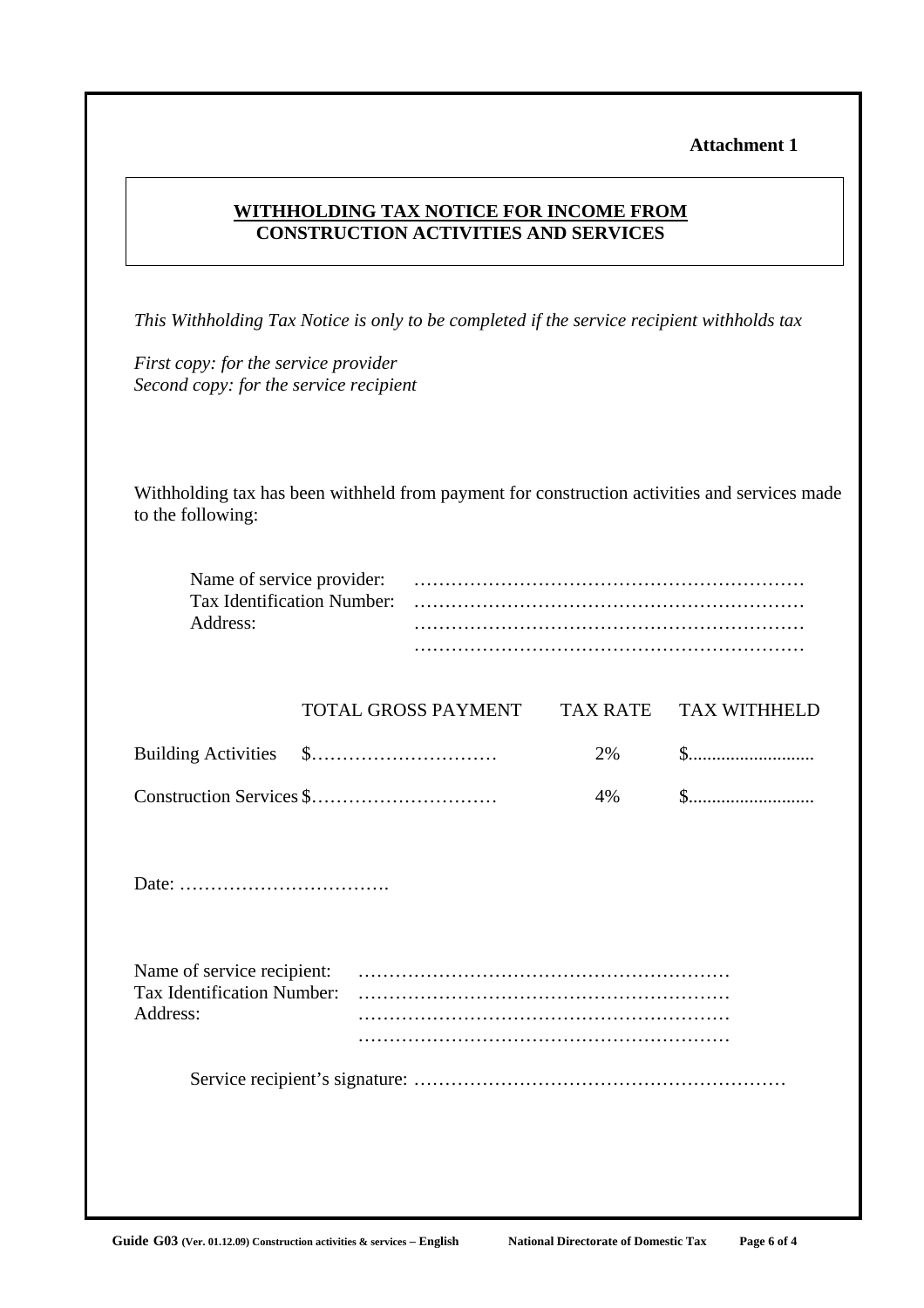**Attachment 1**

## WITHHOLDING TAX NOTICE FOR INCOME FROM CONSTRUCTION ACTIVITIES AND SERVICES

*This Withholding Tax Notice is only to be completed if the service recipient withholds tax*

*First copy: for the service provider*
*Second copy: for the service recipient*

Withholding tax has been withheld from payment for construction activities and services made to the following:

Name of service provider: ……………………………………………………
Tax Identification Number: ……………………………………………………
Address: ……………………………………………………
……………………………………………………

| | TOTAL GROSS PAYMENT | TAX RATE | TAX WITHHELD |
|---|---|---|---|
| Building Activities | $………………………… | 2% | $.......................... |
| Construction Services | $………………………… | 4% | $.......................... |

Date: …………………………….

Name of service recipient: ……………………………………………………
Tax Identification Number: ……………………………………………………
Address: ……………………………………………………
……………………………………………………

Service recipient's signature: ……………………………………………………